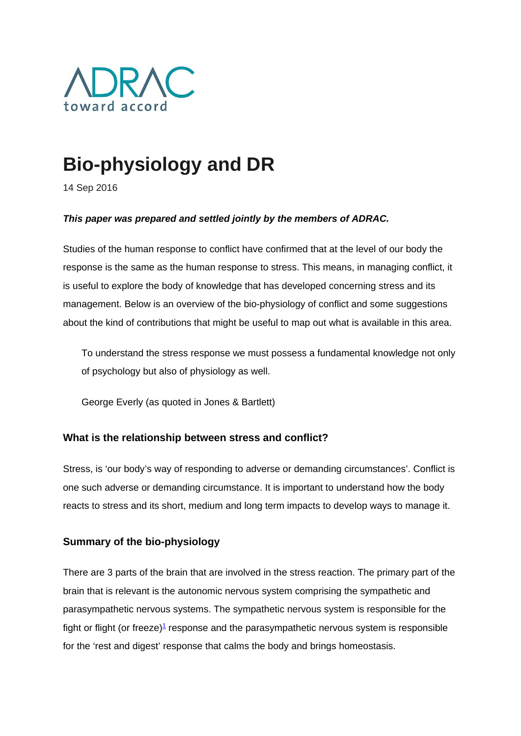ADRAC

toward accord

# Bio-physiology and DR

14 Sep 2016

***This paper was prepared and settled jointly by the members of ADRAC.***

Studies of the human response to conflict have confirmed that at the level of our body the response is the same as the human response to stress. This means, in managing conflict, it is useful to explore the body of knowledge that has developed concerning stress and its management. Below is an overview of the bio-physiology of conflict and some suggestions about the kind of contributions that might be useful to map out what is available in this area.

> To understand the stress response we must possess a fundamental knowledge not only of psychology but also of physiology as well.
>
> George Everly (as quoted in Jones & Bartlett)

### What is the relationship between stress and conflict?

Stress, is 'our body's way of responding to adverse or demanding circumstances'. Conflict is one such adverse or demanding circumstance. It is important to understand how the body reacts to stress and its short, medium and long term impacts to develop ways to manage it.

### Summary of the bio-physiology

There are 3 parts of the brain that are involved in the stress reaction. The primary part of the brain that is relevant is the autonomic nervous system comprising the sympathetic and parasympathetic nervous systems. The sympathetic nervous system is responsible for the fight or flight (or freeze)[1] response and the parasympathetic nervous system is responsible for the 'rest and digest' response that calms the body and brings homeostasis.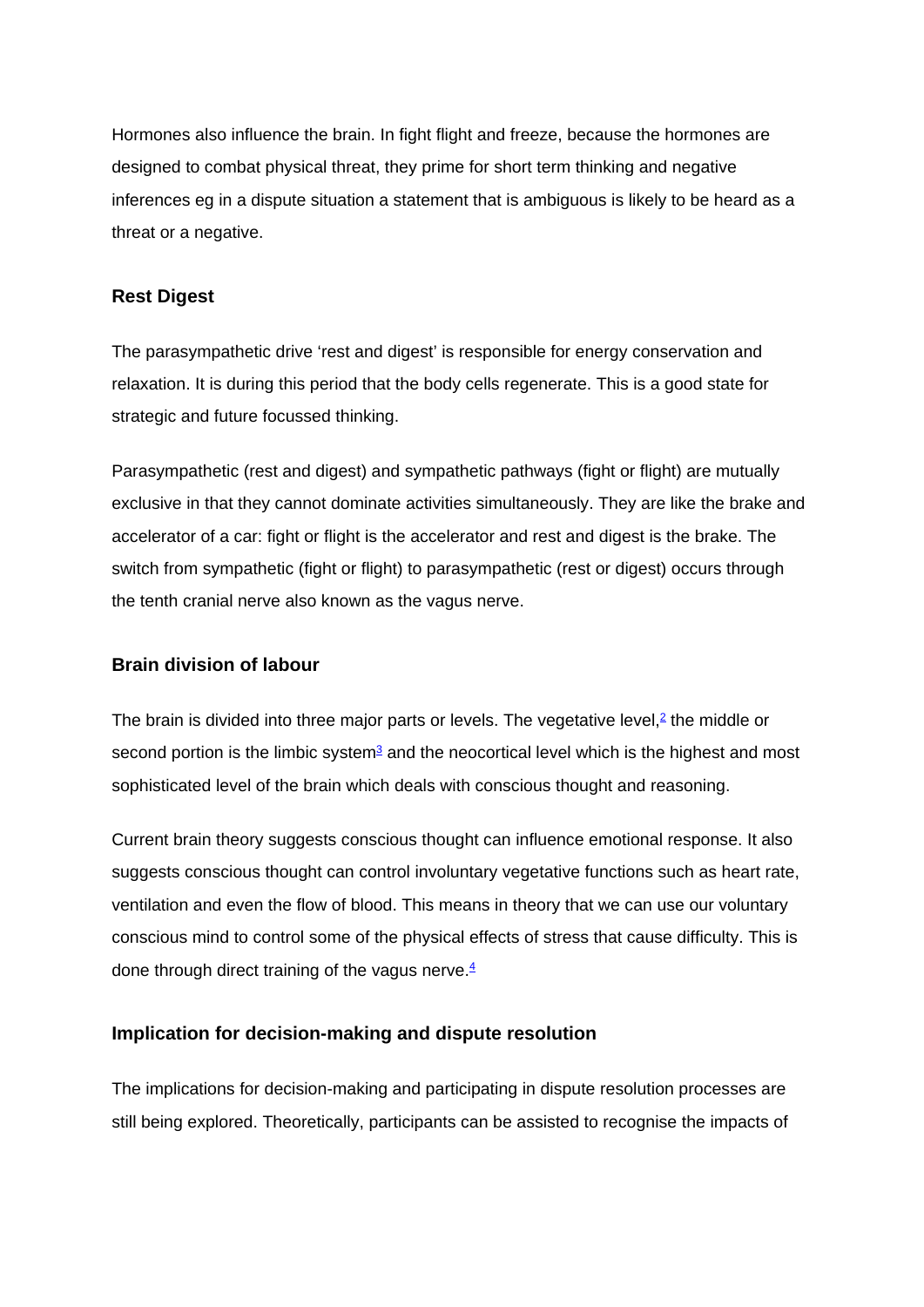Hormones also influence the brain. In fight flight and freeze, because the hormones are designed to combat physical threat, they prime for short term thinking and negative inferences eg in a dispute situation a statement that is ambiguous is likely to be heard as a threat or a negative.

### Rest Digest

The parasympathetic drive 'rest and digest' is responsible for energy conservation and relaxation. It is during this period that the body cells regenerate. This is a good state for strategic and future focussed thinking.

Parasympathetic (rest and digest) and sympathetic pathways (fight or flight) are mutually exclusive in that they cannot dominate activities simultaneously. They are like the brake and accelerator of a car: fight or flight is the accelerator and rest and digest is the brake. The switch from sympathetic (fight or flight) to parasympathetic (rest or digest) occurs through the tenth cranial nerve also known as the vagus nerve.

### Brain division of labour

The brain is divided into three major parts or levels. The vegetative level,[2] the middle or second portion is the limbic system[3] and the neocortical level which is the highest and most sophisticated level of the brain which deals with conscious thought and reasoning.

Current brain theory suggests conscious thought can influence emotional response. It also suggests conscious thought can control involuntary vegetative functions such as heart rate, ventilation and even the flow of blood. This means in theory that we can use our voluntary conscious mind to control some of the physical effects of stress that cause difficulty. This is done through direct training of the vagus nerve.[4]

### Implication for decision-making and dispute resolution

The implications for decision-making and participating in dispute resolution processes are still being explored. Theoretically, participants can be assisted to recognise the impacts of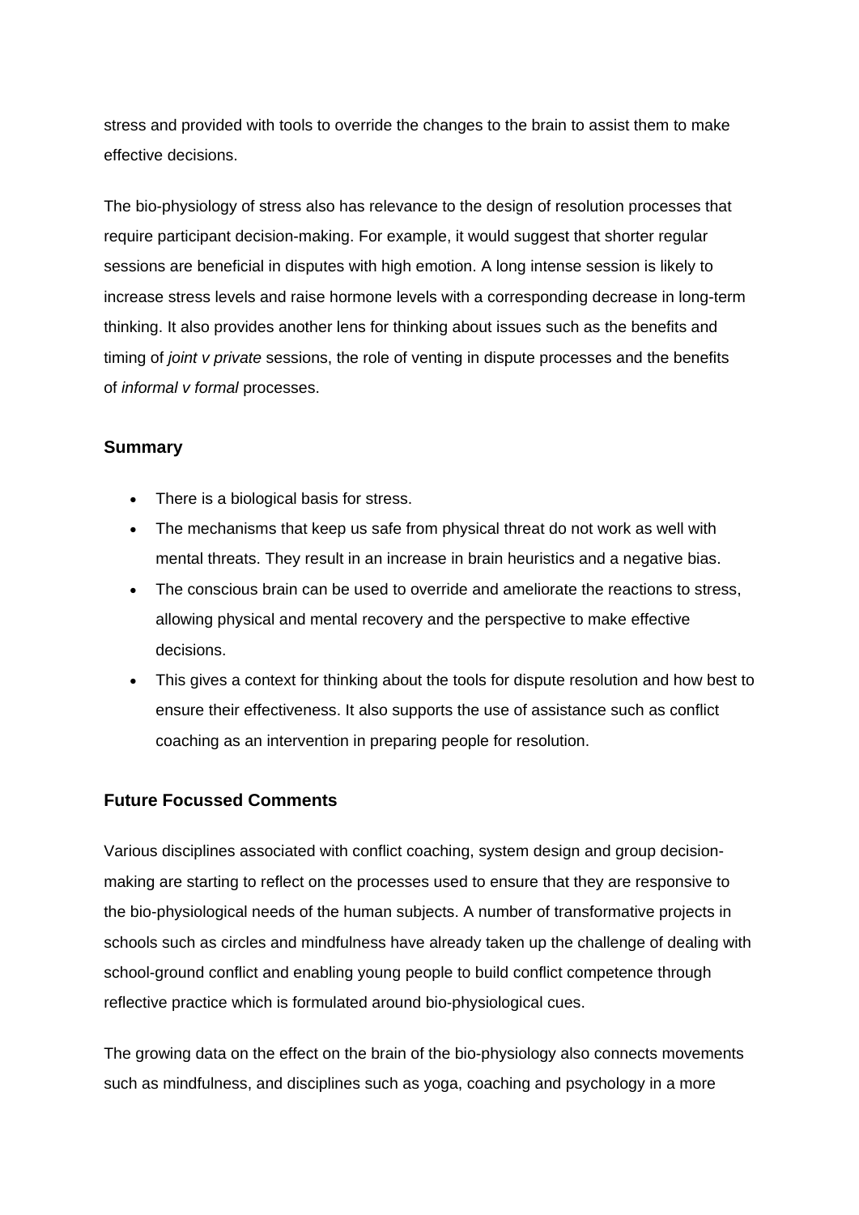stress and provided with tools to override the changes to the brain to assist them to make effective decisions.

The bio-physiology of stress also has relevance to the design of resolution processes that require participant decision-making. For example, it would suggest that shorter regular sessions are beneficial in disputes with high emotion. A long intense session is likely to increase stress levels and raise hormone levels with a corresponding decrease in long-term thinking. It also provides another lens for thinking about issues such as the benefits and timing of *joint v private* sessions, the role of venting in dispute processes and the benefits of *informal v formal* processes.

### Summary

- There is a biological basis for stress.
- The mechanisms that keep us safe from physical threat do not work as well with mental threats. They result in an increase in brain heuristics and a negative bias.
- The conscious brain can be used to override and ameliorate the reactions to stress, allowing physical and mental recovery and the perspective to make effective decisions.
- This gives a context for thinking about the tools for dispute resolution and how best to ensure their effectiveness. It also supports the use of assistance such as conflict coaching as an intervention in preparing people for resolution.

### Future Focussed Comments

Various disciplines associated with conflict coaching, system design and group decision-making are starting to reflect on the processes used to ensure that they are responsive to the bio-physiological needs of the human subjects. A number of transformative projects in schools such as circles and mindfulness have already taken up the challenge of dealing with school-ground conflict and enabling young people to build conflict competence through reflective practice which is formulated around bio-physiological cues.

The growing data on the effect on the brain of the bio-physiology also connects movements such as mindfulness, and disciplines such as yoga, coaching and psychology in a more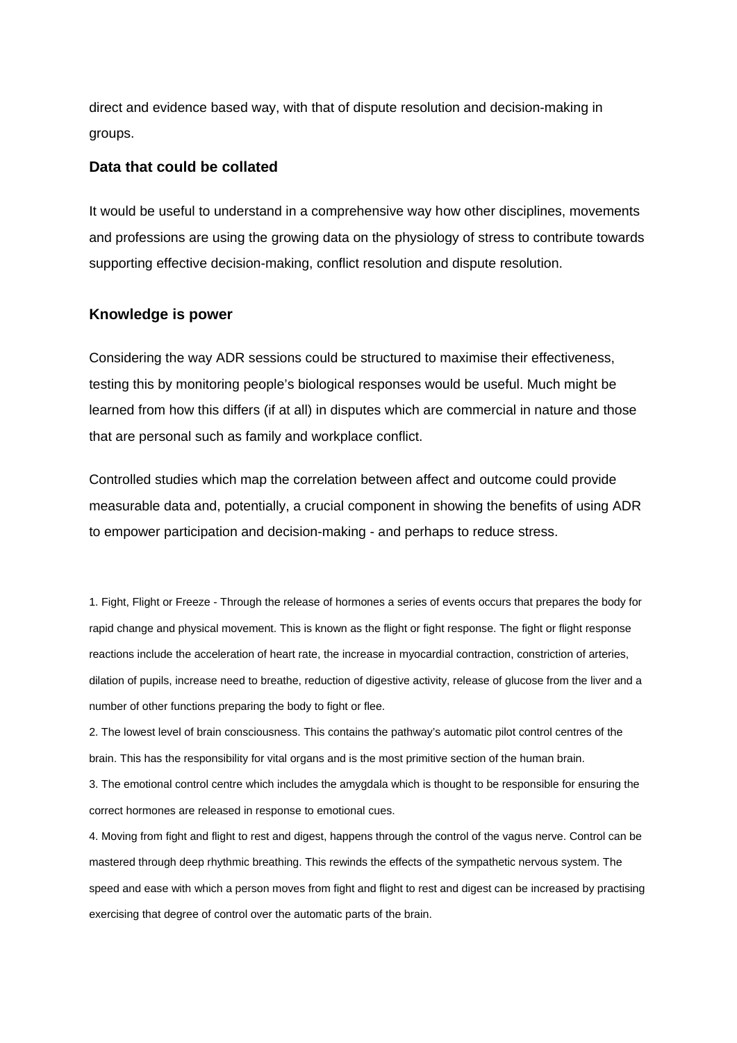direct and evidence based way, with that of dispute resolution and decision-making in groups.

### Data that could be collated

It would be useful to understand in a comprehensive way how other disciplines, movements and professions are using the growing data on the physiology of stress to contribute towards supporting effective decision-making, conflict resolution and dispute resolution.

### Knowledge is power

Considering the way ADR sessions could be structured to maximise their effectiveness, testing this by monitoring people's biological responses would be useful. Much might be learned from how this differs (if at all) in disputes which are commercial in nature and those that are personal such as family and workplace conflict.

Controlled studies which map the correlation between affect and outcome could provide measurable data and, potentially, a crucial component in showing the benefits of using ADR to empower participation and decision-making - and perhaps to reduce stress.

1. Fight, Flight or Freeze - Through the release of hormones a series of events occurs that prepares the body for rapid change and physical movement. This is known as the flight or fight response. The fight or flight response reactions include the acceleration of heart rate, the increase in myocardial contraction, constriction of arteries, dilation of pupils, increase need to breathe, reduction of digestive activity, release of glucose from the liver and a number of other functions preparing the body to fight or flee.

2. The lowest level of brain consciousness. This contains the pathway's automatic pilot control centres of the brain. This has the responsibility for vital organs and is the most primitive section of the human brain.

3. The emotional control centre which includes the amygdala which is thought to be responsible for ensuring the correct hormones are released in response to emotional cues.

4. Moving from fight and flight to rest and digest, happens through the control of the vagus nerve. Control can be mastered through deep rhythmic breathing. This rewinds the effects of the sympathetic nervous system. The speed and ease with which a person moves from fight and flight to rest and digest can be increased by practising exercising that degree of control over the automatic parts of the brain.